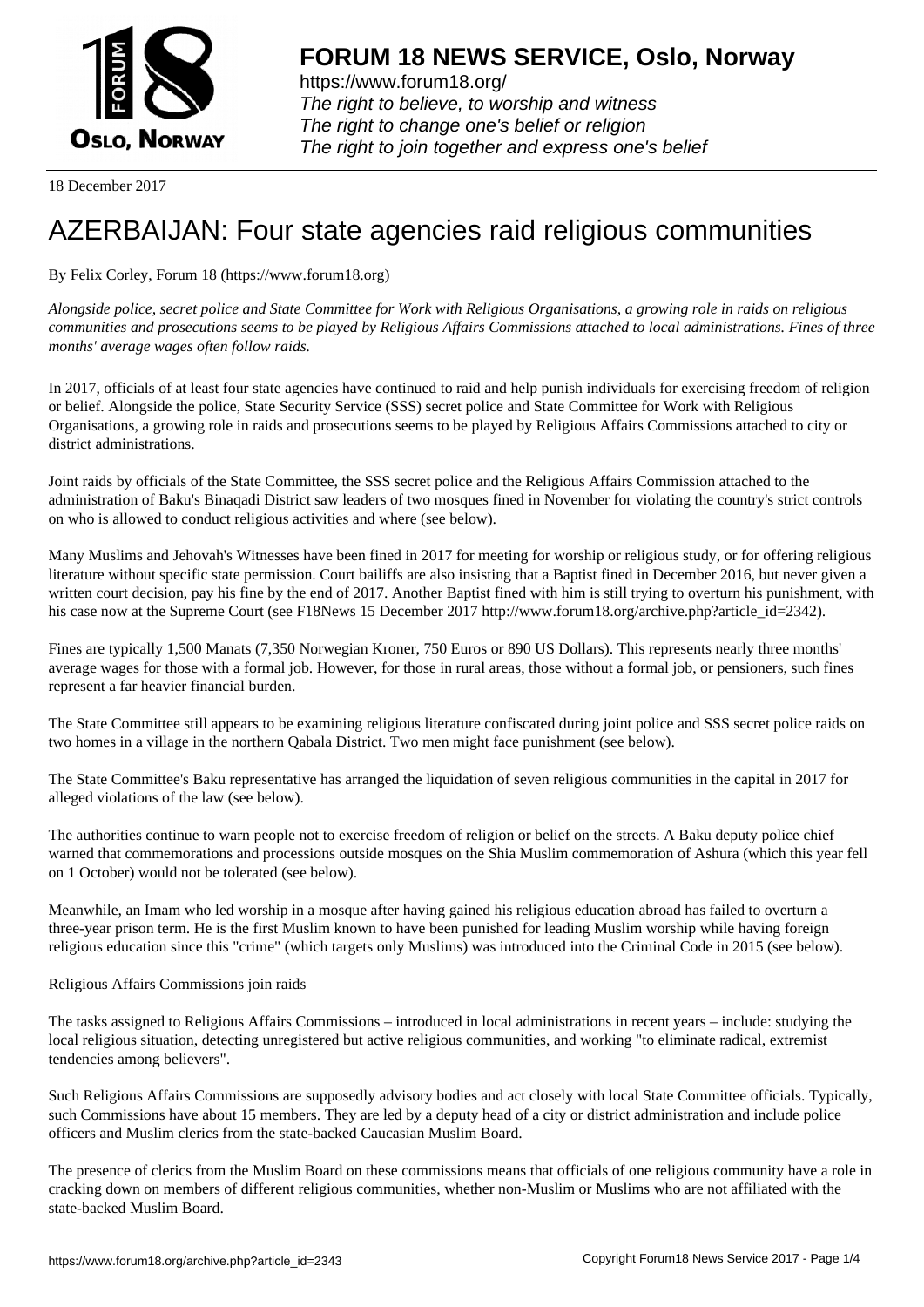# FORUM 18 NEWS SERVICE, Oslo, Norway

https://www.forum18.org/
*The right to believe, to worship and witness*
*The right to change one's belief or religion*
*The right to join together and express one's belief*

18 December 2017

# AZERBAIJAN: Four state agencies raid religious communities

By Felix Corley, Forum 18 (https://www.forum18.org)

*Alongside police, secret police and State Committee for Work with Religious Organisations, a growing role in raids on religious communities and prosecutions seems to be played by Religious Affairs Commissions attached to local administrations. Fines of three months' average wages often follow raids.*

In 2017, officials of at least four state agencies have continued to raid and help punish individuals for exercising freedom of religion or belief. Alongside the police, State Security Service (SSS) secret police and State Committee for Work with Religious Organisations, a growing role in raids and prosecutions seems to be played by Religious Affairs Commissions attached to city or district administrations.

Joint raids by officials of the State Committee, the SSS secret police and the Religious Affairs Commission attached to the administration of Baku's Binaqadi District saw leaders of two mosques fined in November for violating the country's strict controls on who is allowed to conduct religious activities and where (see below).

Many Muslims and Jehovah's Witnesses have been fined in 2017 for meeting for worship or religious study, or for offering religious literature without specific state permission. Court bailiffs are also insisting that a Baptist fined in December 2016, but never given a written court decision, pay his fine by the end of 2017. Another Baptist fined with him is still trying to overturn his punishment, with his case now at the Supreme Court (see F18News 15 December 2017 http://www.forum18.org/archive.php?article_id=2342).

Fines are typically 1,500 Manats (7,350 Norwegian Kroner, 750 Euros or 890 US Dollars). This represents nearly three months' average wages for those with a formal job. However, for those in rural areas, those without a formal job, or pensioners, such fines represent a far heavier financial burden.

The State Committee still appears to be examining religious literature confiscated during joint police and SSS secret police raids on two homes in a village in the northern Qabala District. Two men might face punishment (see below).

The State Committee's Baku representative has arranged the liquidation of seven religious communities in the capital in 2017 for alleged violations of the law (see below).

The authorities continue to warn people not to exercise freedom of religion or belief on the streets. A Baku deputy police chief warned that commemorations and processions outside mosques on the Shia Muslim commemoration of Ashura (which this year fell on 1 October) would not be tolerated (see below).

Meanwhile, an Imam who led worship in a mosque after having gained his religious education abroad has failed to overturn a three-year prison term. He is the first Muslim known to have been punished for leading Muslim worship while having foreign religious education since this "crime" (which targets only Muslims) was introduced into the Criminal Code in 2015 (see below).

## Religious Affairs Commissions join raids

The tasks assigned to Religious Affairs Commissions – introduced in local administrations in recent years – include: studying the local religious situation, detecting unregistered but active religious communities, and working "to eliminate radical, extremist tendencies among believers".

Such Religious Affairs Commissions are supposedly advisory bodies and act closely with local State Committee officials. Typically, such Commissions have about 15 members. They are led by a deputy head of a city or district administration and include police officers and Muslim clerics from the state-backed Caucasian Muslim Board.

The presence of clerics from the Muslim Board on these commissions means that officials of one religious community have a role in cracking down on members of different religious communities, whether non-Muslim or Muslims who are not affiliated with the state-backed Muslim Board.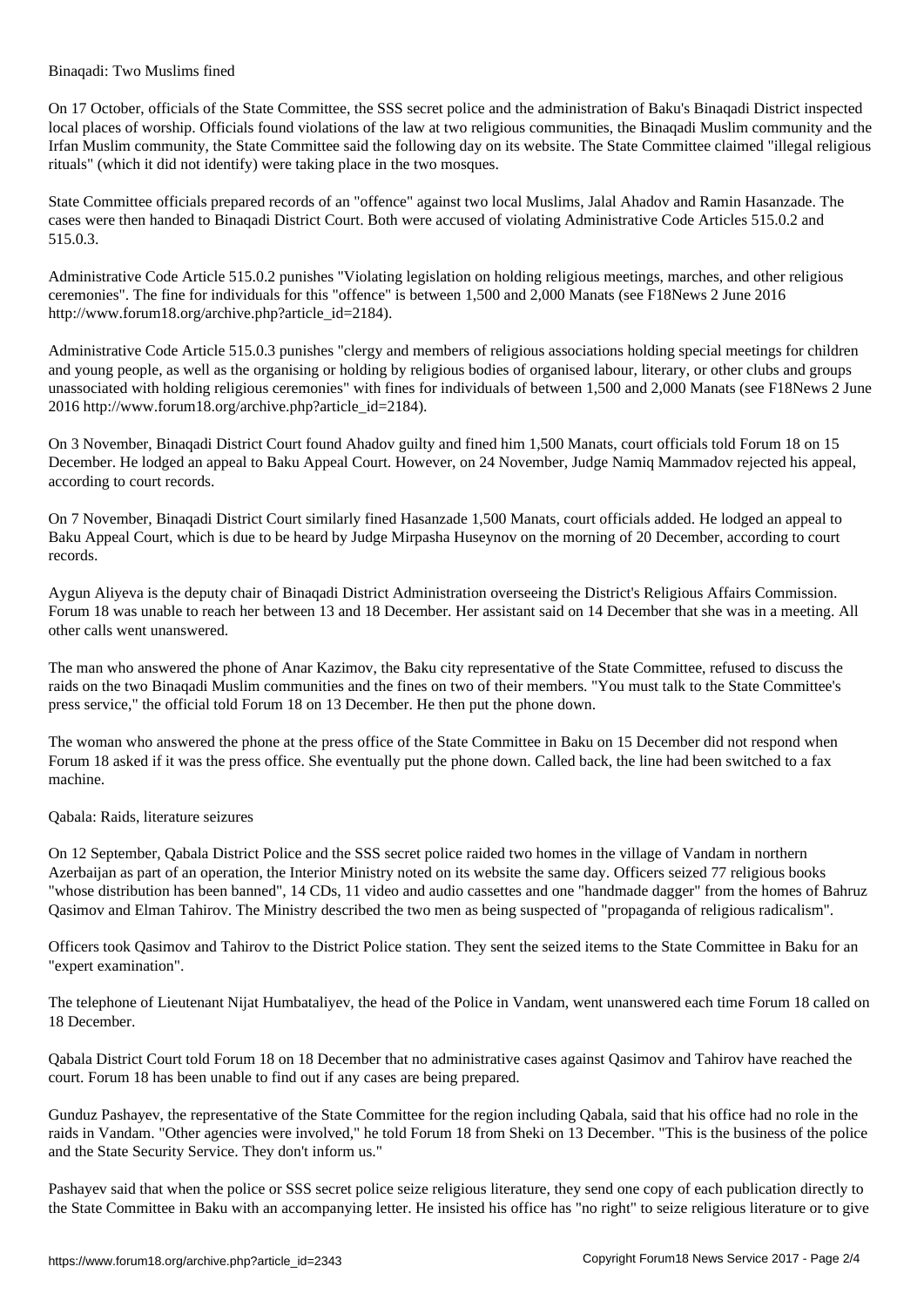Binaqadi: Two Muslims fined

On 17 October, officials of the State Committee, the SSS secret police and the administration of Baku's Binaqadi District inspected local places of worship. Officials found violations of the law at two religious communities, the Binaqadi Muslim community and the Irfan Muslim community, the State Committee said the following day on its website. The State Committee claimed "illegal religious rituals" (which it did not identify) were taking place in the two mosques.

State Committee officials prepared records of an "offence" against two local Muslims, Jalal Ahadov and Ramin Hasanzade. The cases were then handed to Binaqadi District Court. Both were accused of violating Administrative Code Articles 515.0.2 and 515.0.3.

Administrative Code Article 515.0.2 punishes "Violating legislation on holding religious meetings, marches, and other religious ceremonies". The fine for individuals for this "offence" is between 1,500 and 2,000 Manats (see F18News 2 June 2016 http://www.forum18.org/archive.php?article_id=2184).

Administrative Code Article 515.0.3 punishes "clergy and members of religious associations holding special meetings for children and young people, as well as the organising or holding by religious bodies of organised labour, literary, or other clubs and groups unassociated with holding religious ceremonies" with fines for individuals of between 1,500 and 2,000 Manats (see F18News 2 June 2016 http://www.forum18.org/archive.php?article_id=2184).

On 3 November, Binaqadi District Court found Ahadov guilty and fined him 1,500 Manats, court officials told Forum 18 on 15 December. He lodged an appeal to Baku Appeal Court. However, on 24 November, Judge Namiq Mammadov rejected his appeal, according to court records.

On 7 November, Binaqadi District Court similarly fined Hasanzade 1,500 Manats, court officials added. He lodged an appeal to Baku Appeal Court, which is due to be heard by Judge Mirpasha Huseynov on the morning of 20 December, according to court records.

Aygun Aliyeva is the deputy chair of Binaqadi District Administration overseeing the District's Religious Affairs Commission. Forum 18 was unable to reach her between 13 and 18 December. Her assistant said on 14 December that she was in a meeting. All other calls went unanswered.

The man who answered the phone of Anar Kazimov, the Baku city representative of the State Committee, refused to discuss the raids on the two Binaqadi Muslim communities and the fines on two of their members. "You must talk to the State Committee's press service," the official told Forum 18 on 13 December. He then put the phone down.

The woman who answered the phone at the press office of the State Committee in Baku on 15 December did not respond when Forum 18 asked if it was the press office. She eventually put the phone down. Called back, the line had been switched to a fax machine.

Qabala: Raids, literature seizures

On 12 September, Qabala District Police and the SSS secret police raided two homes in the village of Vandam in northern Azerbaijan as part of an operation, the Interior Ministry noted on its website the same day. Officers seized 77 religious books "whose distribution has been banned", 14 CDs, 11 video and audio cassettes and one "handmade dagger" from the homes of Bahruz Qasimov and Elman Tahirov. The Ministry described the two men as being suspected of "propaganda of religious radicalism".

Officers took Qasimov and Tahirov to the District Police station. They sent the seized items to the State Committee in Baku for an "expert examination".

The telephone of Lieutenant Nijat Humbataliyev, the head of the Police in Vandam, went unanswered each time Forum 18 called on 18 December.

Qabala District Court told Forum 18 on 18 December that no administrative cases against Qasimov and Tahirov have reached the court. Forum 18 has been unable to find out if any cases are being prepared.

Gunduz Pashayev, the representative of the State Committee for the region including Qabala, said that his office had no role in the raids in Vandam. "Other agencies were involved," he told Forum 18 from Sheki on 13 December. "This is the business of the police and the State Security Service. They don't inform us."

Pashayev said that when the police or SSS secret police seize religious literature, they send one copy of each publication directly to the State Committee in Baku with an accompanying letter. He insisted his office has "no right" to seize religious literature or to give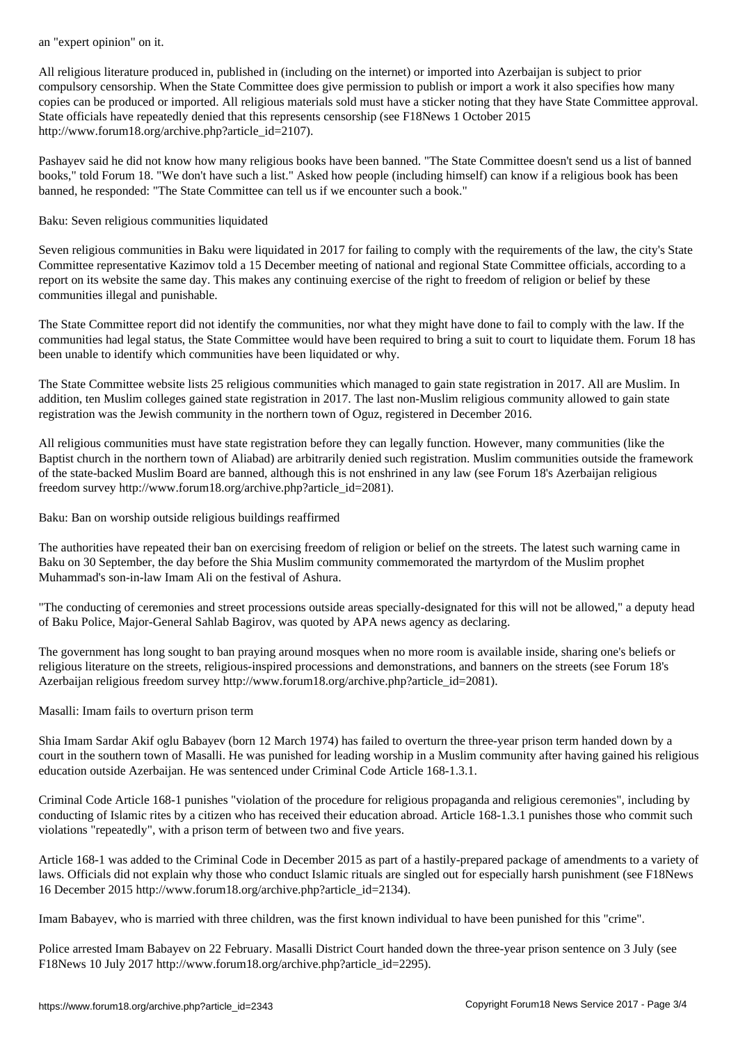an "expert opinion" on it.

All religious literature produced in, published in (including on the internet) or imported into Azerbaijan is subject to prior compulsory censorship. When the State Committee does give permission to publish or import a work it also specifies how many copies can be produced or imported. All religious materials sold must have a sticker noting that they have State Committee approval. State officials have repeatedly denied that this represents censorship (see F18News 1 October 2015 http://www.forum18.org/archive.php?article_id=2107).

Pashayev said he did not know how many religious books have been banned. "The State Committee doesn't send us a list of banned books," told Forum 18. "We don't have such a list." Asked how people (including himself) can know if a religious book has been banned, he responded: "The State Committee can tell us if we encounter such a book."

## Baku: Seven religious communities liquidated

Seven religious communities in Baku were liquidated in 2017 for failing to comply with the requirements of the law, the city's State Committee representative Kazimov told a 15 December meeting of national and regional State Committee officials, according to a report on its website the same day. This makes any continuing exercise of the right to freedom of religion or belief by these communities illegal and punishable.

The State Committee report did not identify the communities, nor what they might have done to fail to comply with the law. If the communities had legal status, the State Committee would have been required to bring a suit to court to liquidate them. Forum 18 has been unable to identify which communities have been liquidated or why.

The State Committee website lists 25 religious communities which managed to gain state registration in 2017. All are Muslim. In addition, ten Muslim colleges gained state registration in 2017. The last non-Muslim religious community allowed to gain state registration was the Jewish community in the northern town of Oguz, registered in December 2016.

All religious communities must have state registration before they can legally function. However, many communities (like the Baptist church in the northern town of Aliabad) are arbitrarily denied such registration. Muslim communities outside the framework of the state-backed Muslim Board are banned, although this is not enshrined in any law (see Forum 18's Azerbaijan religious freedom survey http://www.forum18.org/archive.php?article_id=2081).

## Baku: Ban on worship outside religious buildings reaffirmed

The authorities have repeated their ban on exercising freedom of religion or belief on the streets. The latest such warning came in Baku on 30 September, the day before the Shia Muslim community commemorated the martyrdom of the Muslim prophet Muhammad's son-in-law Imam Ali on the festival of Ashura.

"The conducting of ceremonies and street processions outside areas specially-designated for this will not be allowed," a deputy head of Baku Police, Major-General Sahlab Bagirov, was quoted by APA news agency as declaring.

The government has long sought to ban praying around mosques when no more room is available inside, sharing one's beliefs or religious literature on the streets, religious-inspired processions and demonstrations, and banners on the streets (see Forum 18's Azerbaijan religious freedom survey http://www.forum18.org/archive.php?article_id=2081).

## Masalli: Imam fails to overturn prison term

Shia Imam Sardar Akif oglu Babayev (born 12 March 1974) has failed to overturn the three-year prison term handed down by a court in the southern town of Masalli. He was punished for leading worship in a Muslim community after having gained his religious education outside Azerbaijan. He was sentenced under Criminal Code Article 168-1.3.1.

Criminal Code Article 168-1 punishes "violation of the procedure for religious propaganda and religious ceremonies", including by conducting of Islamic rites by a citizen who has received their education abroad. Article 168-1.3.1 punishes those who commit such violations "repeatedly", with a prison term of between two and five years.

Article 168-1 was added to the Criminal Code in December 2015 as part of a hastily-prepared package of amendments to a variety of laws. Officials did not explain why those who conduct Islamic rituals are singled out for especially harsh punishment (see F18News 16 December 2015 http://www.forum18.org/archive.php?article_id=2134).

Imam Babayev, who is married with three children, was the first known individual to have been punished for this "crime".

Police arrested Imam Babayev on 22 February. Masalli District Court handed down the three-year prison sentence on 3 July (see F18News 10 July 2017 http://www.forum18.org/archive.php?article_id=2295).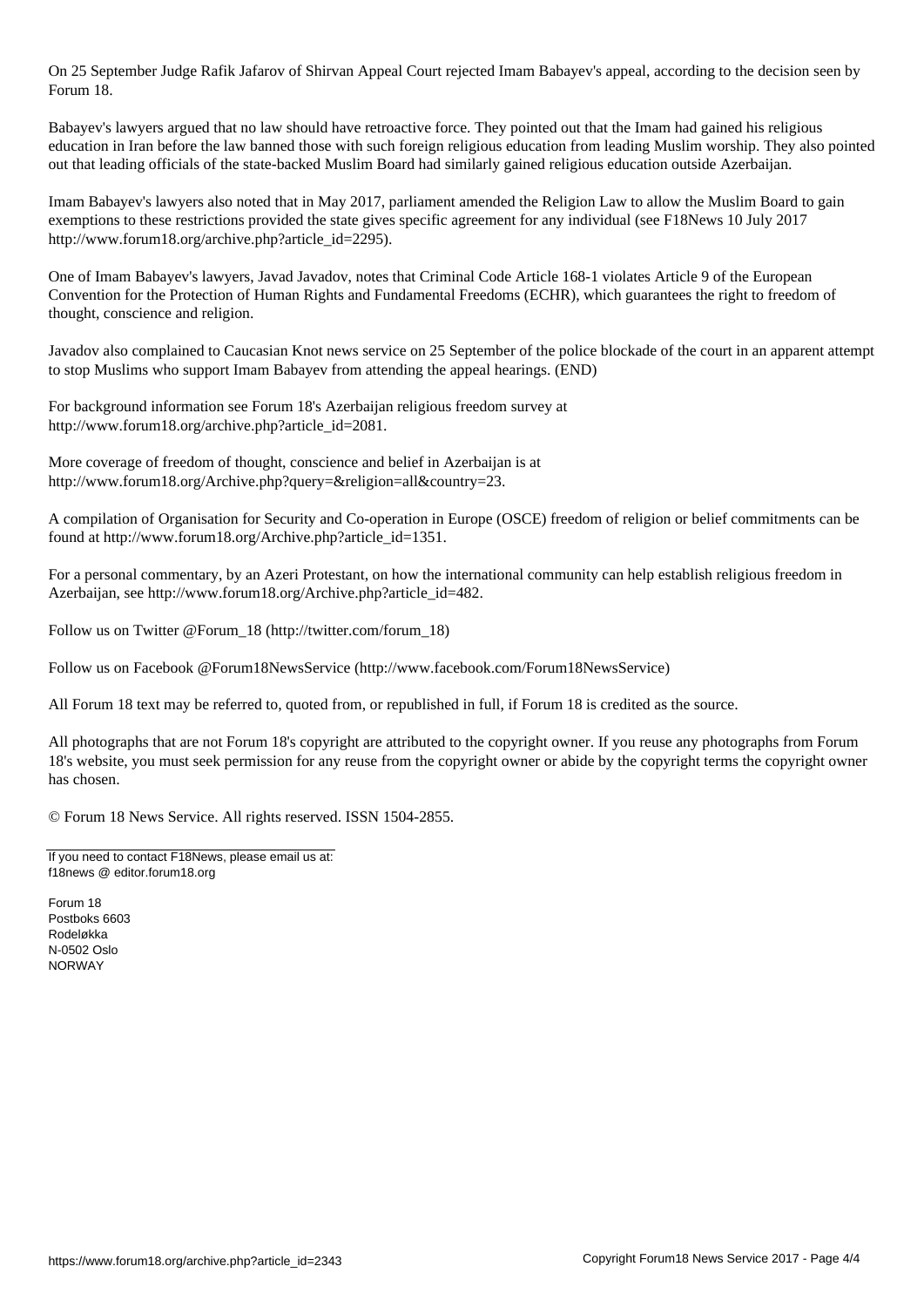On 25 September Judge Rafik Jafarov of Shirvan Appeal Court rejected Imam Babayev's appeal, according to the decision seen by Forum 18.

Babayev's lawyers argued that no law should have retroactive force. They pointed out that the Imam had gained his religious education in Iran before the law banned those with such foreign religious education from leading Muslim worship. They also pointed out that leading officials of the state-backed Muslim Board had similarly gained religious education outside Azerbaijan.

Imam Babayev's lawyers also noted that in May 2017, parliament amended the Religion Law to allow the Muslim Board to gain exemptions to these restrictions provided the state gives specific agreement for any individual (see F18News 10 July 2017 http://www.forum18.org/archive.php?article_id=2295).

One of Imam Babayev's lawyers, Javad Javadov, notes that Criminal Code Article 168-1 violates Article 9 of the European Convention for the Protection of Human Rights and Fundamental Freedoms (ECHR), which guarantees the right to freedom of thought, conscience and religion.

Javadov also complained to Caucasian Knot news service on 25 September of the police blockade of the court in an apparent attempt to stop Muslims who support Imam Babayev from attending the appeal hearings. (END)

For background information see Forum 18's Azerbaijan religious freedom survey at http://www.forum18.org/archive.php?article_id=2081.

More coverage of freedom of thought, conscience and belief in Azerbaijan is at http://www.forum18.org/Archive.php?query=&religion=all&country=23.

A compilation of Organisation for Security and Co-operation in Europe (OSCE) freedom of religion or belief commitments can be found at http://www.forum18.org/Archive.php?article_id=1351.

For a personal commentary, by an Azeri Protestant, on how the international community can help establish religious freedom in Azerbaijan, see http://www.forum18.org/Archive.php?article_id=482.

Follow us on Twitter @Forum_18 (http://twitter.com/forum_18)

Follow us on Facebook @Forum18NewsService (http://www.facebook.com/Forum18NewsService)

All Forum 18 text may be referred to, quoted from, or republished in full, if Forum 18 is credited as the source.

All photographs that are not Forum 18's copyright are attributed to the copyright owner. If you reuse any photographs from Forum 18's website, you must seek permission for any reuse from the copyright owner or abide by the copyright terms the copyright owner has chosen.

© Forum 18 News Service. All rights reserved. ISSN 1504-2855.

If you need to contact F18News, please email us at:
f18news @ editor.forum18.org

Forum 18
Postboks 6603
Rodeløkka
N-0502 Oslo
NORWAY